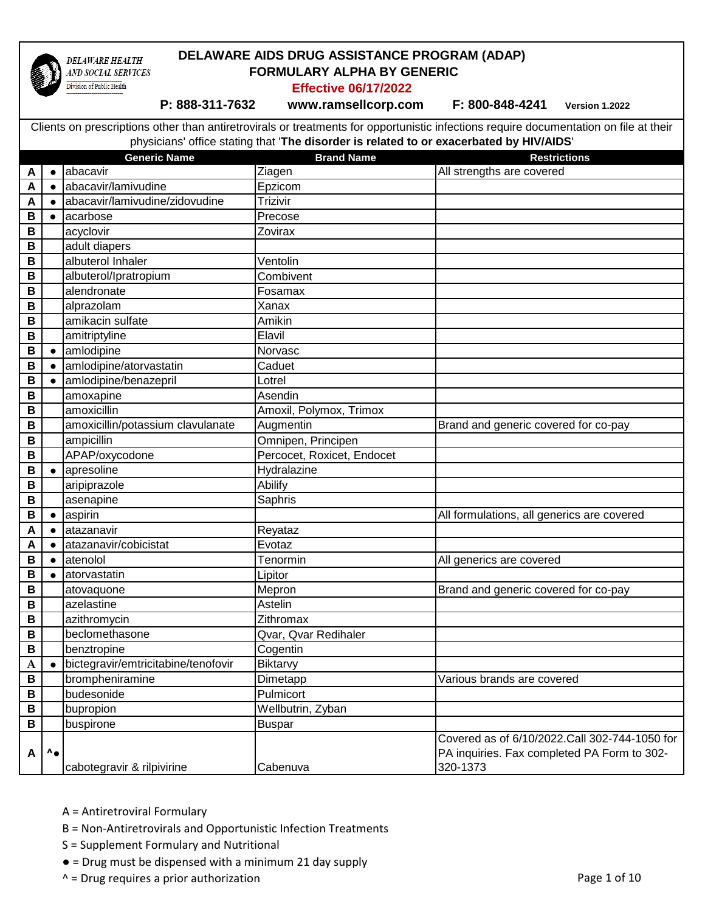DELAWARE HEALTH AND SOCIAL SERVICES
Division of Public Health

# DELAWARE AIDS DRUG ASSISTANCE PROGRAM (ADAP)
## FORMULARY ALPHA BY GENERIC
**Effective 06/17/2022**

**P: 888-311-7632** **www.ramsellcorp.com** **F: 800-848-4241** **Version 1.2022**

Clients on prescriptions other than antiretrovirals or treatments for opportunistic infections require documentation on file at their physicians' office stating that '**The disorder is related to or exacerbated by HIV/AIDS**'

| | | Generic Name | Brand Name | Restrictions |
|---|---|---|---|---|
| A | ● | abacavir | Ziagen | All strengths are covered |
| A | ● | abacavir/lamivudine | Epzicom | |
| A | ● | abacavir/lamivudine/zidovudine | Trizivir | |
| B | ● | acarbose | Precose | |
| B | | acyclovir | Zovirax | |
| B | | adult diapers | | |
| B | | albuterol Inhaler | Ventolin | |
| B | | albuterol/Ipratropium | Combivent | |
| B | | alendronate | Fosamax | |
| B | | alprazolam | Xanax | |
| B | | amikacin sulfate | Amikin | |
| B | | amitriptyline | Elavil | |
| B | ● | amlodipine | Norvasc | |
| B | ● | amlodipine/atorvastatin | Caduet | |
| B | ● | amlodipine/benazepril | Lotrel | |
| B | | amoxapine | Asendin | |
| B | | amoxicillin | Amoxil, Polymox, Trimox | |
| B | | amoxicillin/potassium clavulanate | Augmentin | Brand and generic covered for co-pay |
| B | | ampicillin | Omnipen, Principen | |
| B | | APAP/oxycodone | Percocet, Roxicet, Endocet | |
| B | ● | apresoline | Hydralazine | |
| B | | aripiprazole | Abilify | |
| B | | asenapine | Saphris | |
| B | ● | aspirin | | All formulations, all generics are covered |
| A | ● | atazanavir | Reyataz | |
| A | ● | atazanavir/cobicistat | Evotaz | |
| B | ● | atenolol | Tenormin | All generics are covered |
| B | ● | atorvastatin | Lipitor | |
| B | | atovaquone | Mepron | Brand and generic covered for co-pay |
| B | | azelastine | Astelin | |
| B | | azithromycin | Zithromax | |
| B | | beclomethasone | Qvar, Qvar Redihaler | |
| B | | benztropine | Cogentin | |
| A | ● | bictegravir/emtricitabine/tenofovir | Biktarvy | |
| B | | brompheniramine | Dimetapp | Various brands are covered |
| B | | budesonide | Pulmicort | |
| B | | bupropion | Wellbutrin, Zyban | |
| B | | buspirone | Buspar | |
| A | ^● | cabotegravir & rilpivirine | Cabenuva | Covered as of 6/10/2022.Call 302-744-1050 for PA inquiries. Fax completed PA Form to 302-320-1373 |

A = Antiretroviral Formulary

B = Non-Antiretrovirals and Opportunistic Infection Treatments

S = Supplement Formulary and Nutritional

● = Drug must be dispensed with a minimum 21 day supply

^ = Drug requires a prior authorization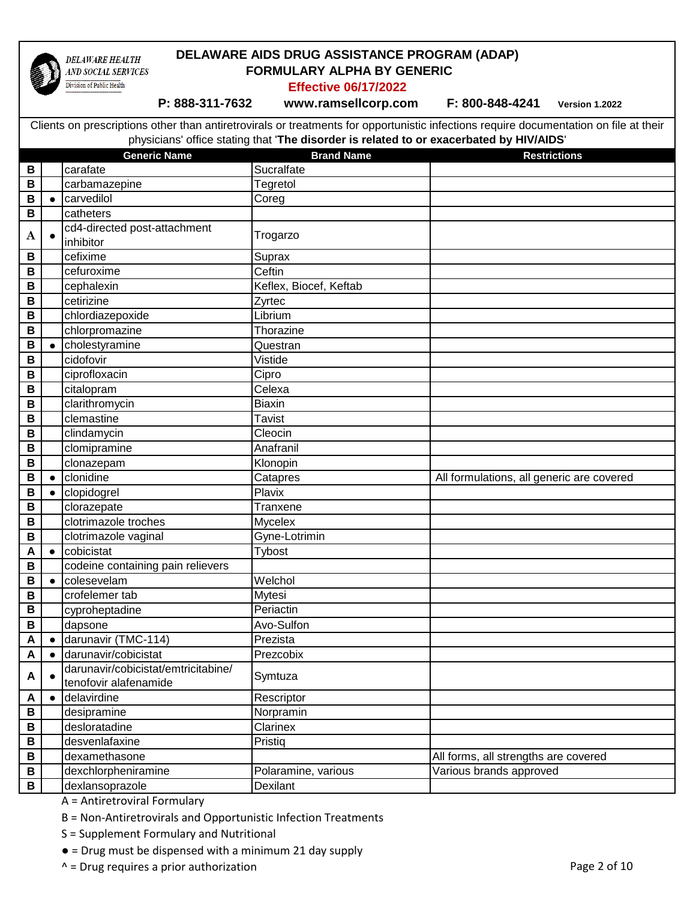DELAWARE HEALTH AND SOCIAL SERVICES
Division of Public Health

# DELAWARE AIDS DRUG ASSISTANCE PROGRAM (ADAP)
## FORMULARY ALPHA BY GENERIC

**Effective 06/17/2022**

**P: 888-311-7632** **www.ramsellcorp.com** **F: 800-848-4241** **Version 1.2022**

Clients on prescriptions other than antiretrovirals or treatments for opportunistic infections require documentation on file at their physicians' office stating that '**The disorder is related to or exacerbated by HIV/AIDS**'

| | | Generic Name | Brand Name | Restrictions |
|---|---|---|---|---|
| B | | carafate | Sucralfate | |
| B | | carbamazepine | Tegretol | |
| B | ● | carvedilol | Coreg | |
| B | | catheters | | |
| A | ● | cd4-directed post-attachment inhibitor | Trogarzo | |
| B | | cefixime | Suprax | |
| B | | cefuroxime | Ceftin | |
| B | | cephalexin | Keflex, Biocef, Keftab | |
| B | | cetirizine | Zyrtec | |
| B | | chlordiazepoxide | Librium | |
| B | | chlorpromazine | Thorazine | |
| B | ● | cholestyramine | Questran | |
| B | | cidofovir | Vistide | |
| B | | ciprofloxacin | Cipro | |
| B | | citalopram | Celexa | |
| B | | clarithromycin | Biaxin | |
| B | | clemastine | Tavist | |
| B | | clindamycin | Cleocin | |
| B | | clomipramine | Anafranil | |
| B | | clonazepam | Klonopin | |
| B | ● | clonidine | Catapres | All formulations, all generic are covered |
| B | ● | clopidogrel | Plavix | |
| B | | clorazepate | Tranxene | |
| B | | clotrimazole troches | Mycelex | |
| B | | clotrimazole vaginal | Gyne-Lotrimin | |
| A | ● | cobicistat | Tybost | |
| B | | codeine containing pain relievers | | |
| B | ● | colesevelam | Welchol | |
| B | | crofelemer tab | Mytesi | |
| B | | cyproheptadine | Periactin | |
| B | | dapsone | Avo-Sulfon | |
| A | ● | darunavir (TMC-114) | Prezista | |
| A | ● | darunavir/cobicistat | Prezcobix | |
| A | ● | darunavir/cobicistat/emtricitabine/ tenofovir alafenamide | Symtuza | |
| A | ● | delavirdine | Rescriptor | |
| B | | desipramine | Norpramin | |
| B | | desloratadine | Clarinex | |
| B | | desvenlafaxine | Pristiq | |
| B | | dexamethasone | | All forms, all strengths are covered |
| B | | dexchlorpheniramine | Polaramine, various | Various brands approved |
| B | | dexlansoprazole | Dexilant | |

A = Antiretroviral Formulary

B = Non-Antiretrovirals and Opportunistic Infection Treatments

S = Supplement Formulary and Nutritional

● = Drug must be dispensed with a minimum 21 day supply

^ = Drug requires a prior authorization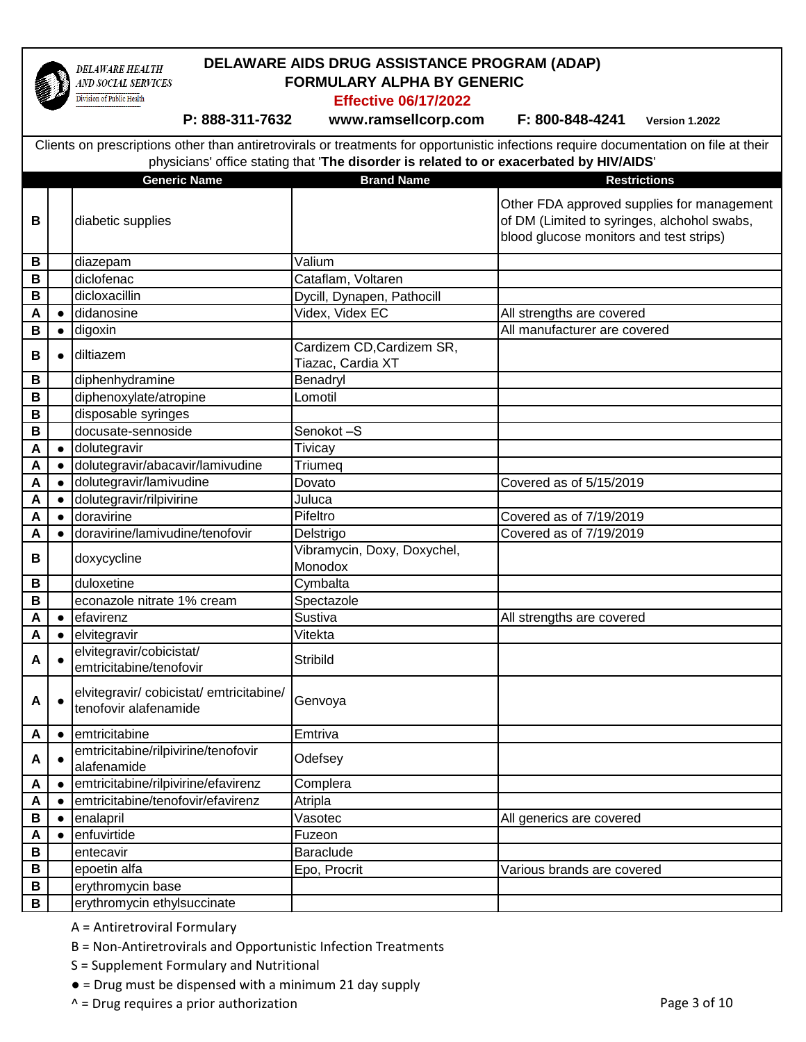# DELAWARE AIDS DRUG ASSISTANCE PROGRAM (ADAP)

## FORMULARY ALPHA BY GENERIC

**Effective 06/17/2022**

**P: 888-311-7632** **www.ramsellcorp.com** **F: 800-848-4241** **Version 1.2022**

Clients on prescriptions other than antiretrovirals or treatments for opportunistic infections require documentation on file at their physicians' office stating that '**The disorder is related to or exacerbated by HIV/AIDS**'

| | | Generic Name | Brand Name | Restrictions |
|---|---|---|---|---|
| B | | diabetic supplies | | Other FDA approved supplies for management of DM (Limited to syringes, alchohol swabs, blood glucose monitors and test strips) |
| B | | diazepam | Valium | |
| B | | diclofenac | Cataflam, Voltaren | |
| B | | dicloxacillin | Dycill, Dynapen, Pathocill | |
| A | ● | didanosine | Videx, Videx EC | All strengths are covered |
| B | ● | digoxin | | All manufacturer are covered |
| B | ● | diltiazem | Cardizem CD,Cardizem SR, Tiazac, Cardia XT | |
| B | | diphenhydramine | Benadryl | |
| B | | diphenoxylate/atropine | Lomotil | |
| B | | disposable syringes | | |
| B | | docusate-sennoside | Senokot –S | |
| A | ● | dolutegravir | Tivicay | |
| A | ● | dolutegravir/abacavir/lamivudine | Triumeq | |
| A | ● | dolutegravir/lamivudine | Dovato | Covered as of 5/15/2019 |
| A | ● | dolutegravir/rilpivirine | Juluca | |
| A | ● | doravirine | Pifeltro | Covered as of 7/19/2019 |
| A | ● | doravirine/lamivudine/tenofovir | Delstrigo | Covered as of 7/19/2019 |
| B | | doxycycline | Vibramycin, Doxy, Doxychel, Monodox | |
| B | | duloxetine | Cymbalta | |
| B | | econazole nitrate 1% cream | Spectazole | |
| A | ● | efavirenz | Sustiva | All strengths are covered |
| A | ● | elvitegravir | Vitekta | |
| A | ● | elvitegravir/cobicistat/ emtricitabine/tenofovir | Stribild | |
| A | ● | elvitegravir/ cobicistat/ emtricitabine/ tenofovir alafenamide | Genvoya | |
| A | ● | emtricitabine | Emtriva | |
| A | ● | emtricitabine/rilpivirine/tenofovir alafenamide | Odefsey | |
| A | ● | emtricitabine/rilpivirine/efavirenz | Complera | |
| A | ● | emtricitabine/tenofovir/efavirenz | Atripla | |
| B | ● | enalapril | Vasotec | All generics are covered |
| A | ● | enfuvirtide | Fuzeon | |
| B | | entecavir | Baraclude | |
| B | | epoetin alfa | Epo, Procrit | Various brands are covered |
| B | | erythromycin base | | |
| B | | erythromycin ethylsuccinate | | |

A = Antiretroviral Formulary

B = Non-Antiretrovirals and Opportunistic Infection Treatments

S = Supplement Formulary and Nutritional

● = Drug must be dispensed with a minimum 21 day supply

^ = Drug requires a prior authorization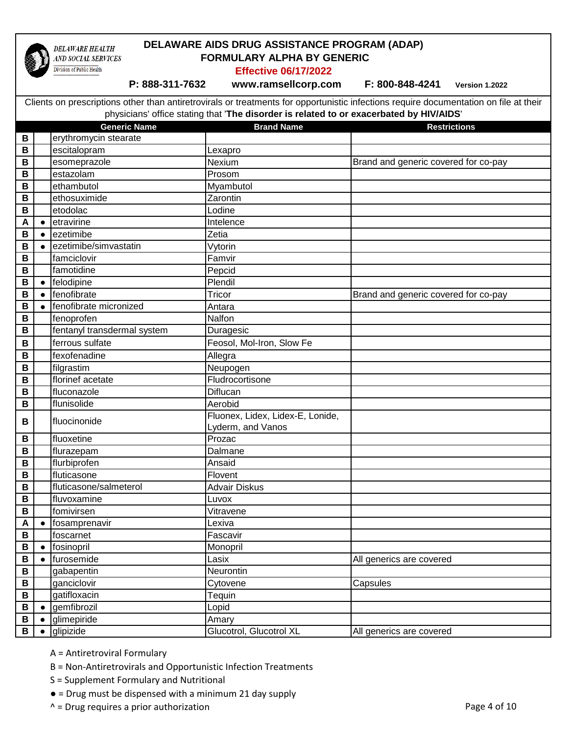# DELAWARE AIDS DRUG ASSISTANCE PROGRAM (ADAP)

## FORMULARY ALPHA BY GENERIC

**Effective 06/17/2022**

DELAWARE HEALTH AND SOCIAL SERVICES
Division of Public Health

**P: 888-311-7632** **www.ramsellcorp.com** **F: 800-848-4241** **Version 1.2022**

Clients on prescriptions other than antiretrovirals or treatments for opportunistic infections require documentation on file at their physicians' office stating that '**The disorder is related to or exacerbated by HIV/AIDS**'

| | | Generic Name | Brand Name | Restrictions |
|---|---|---|---|---|
| B | | erythromycin stearate | | |
| B | | escitalopram | Lexapro | |
| B | | esomeprazole | Nexium | Brand and generic covered for co-pay |
| B | | estazolam | Prosom | |
| B | | ethambutol | Myambutol | |
| B | | ethosuximide | Zarontin | |
| B | | etodolac | Lodine | |
| A | ● | etravirine | Intelence | |
| B | ● | ezetimibe | Zetia | |
| B | ● | ezetimibe/simvastatin | Vytorin | |
| B | | famciclovir | Famvir | |
| B | | famotidine | Pepcid | |
| B | ● | felodipine | Plendil | |
| B | ● | fenofibrate | Tricor | Brand and generic covered for co-pay |
| B | ● | fenofibrate micronized | Antara | |
| B | | fenoprofen | Nalfon | |
| B | | fentanyl transdermal system | Duragesic | |
| B | | ferrous sulfate | Feosol, Mol-Iron, Slow Fe | |
| B | | fexofenadine | Allegra | |
| B | | filgrastim | Neupogen | |
| B | | florinef acetate | Fludrocortisone | |
| B | | fluconazole | Diflucan | |
| B | | flunisolide | Aerobid | |
| B | | fluocinonide | Fluonex, Lidex, Lidex-E, Lonide, Lyderm, and Vanos | |
| B | | fluoxetine | Prozac | |
| B | | flurazepam | Dalmane | |
| B | | flurbiprofen | Ansaid | |
| B | | fluticasone | Flovent | |
| B | | fluticasone/salmeterol | Advair Diskus | |
| B | | fluvoxamine | Luvox | |
| B | | fomivirsen | Vitravene | |
| A | ● | fosamprenavir | Lexiva | |
| B | | foscarnet | Fascavir | |
| B | ● | fosinopril | Monopril | |
| B | ● | furosemide | Lasix | All generics are covered |
| B | | gabapentin | Neurontin | |
| B | | ganciclovir | Cytovene | Capsules |
| B | | gatifloxacin | Tequin | |
| B | ● | gemfibrozil | Lopid | |
| B | ● | glimepiride | Amary | |
| B | ● | glipizide | Glucotrol, Glucotrol XL | All generics are covered |

A = Antiretroviral Formulary

B = Non-Antiretrovirals and Opportunistic Infection Treatments

S = Supplement Formulary and Nutritional

● = Drug must be dispensed with a minimum 21 day supply

^ = Drug requires a prior authorization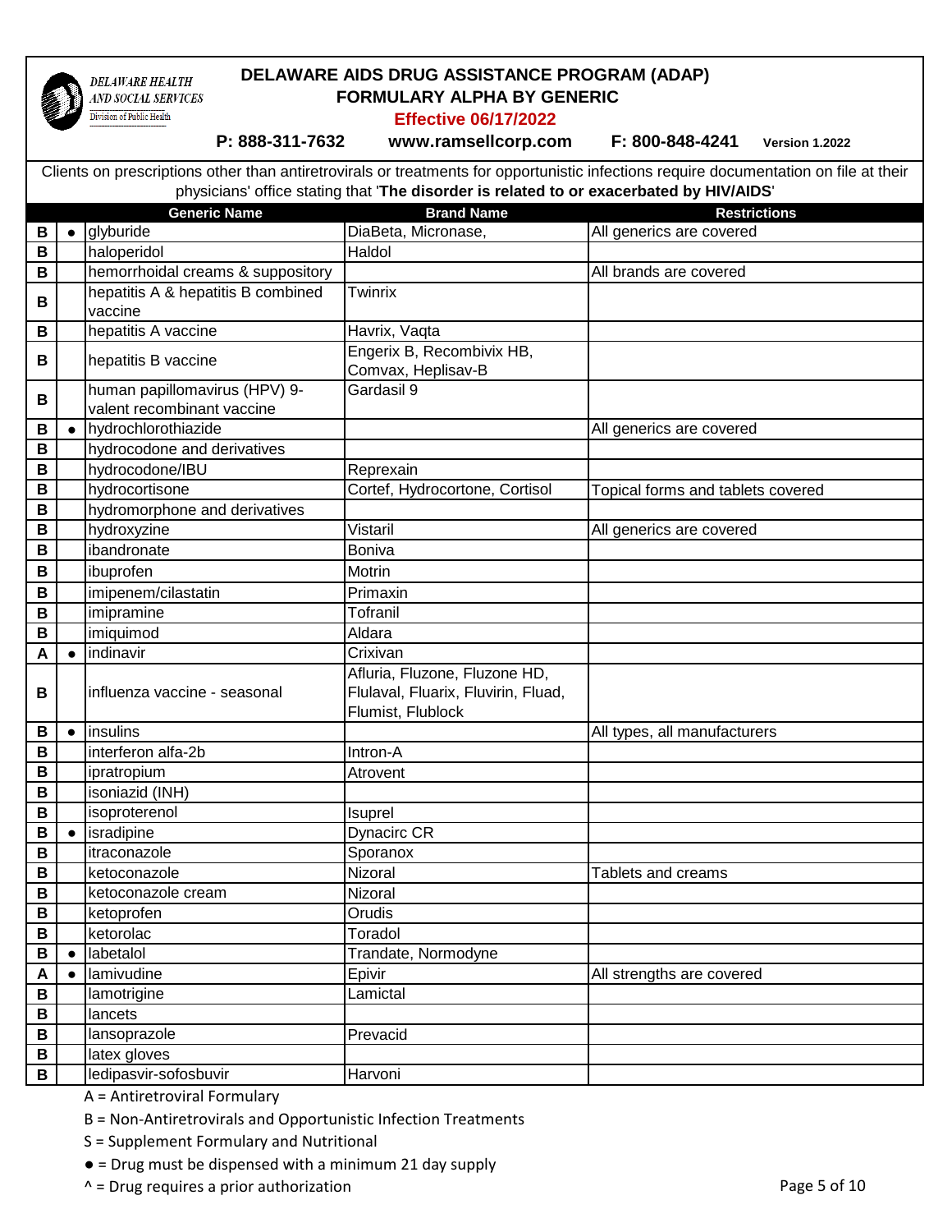DELAWARE HEALTH AND SOCIAL SERVICES
Division of Public Health

# DELAWARE AIDS DRUG ASSISTANCE PROGRAM (ADAP)
## FORMULARY ALPHA BY GENERIC

**Effective 06/17/2022**

**P: 888-311-7632** **www.ramsellcorp.com** **F: 800-848-4241** **Version 1.2022**

Clients on prescriptions other than antiretrovirals or treatments for opportunistic infections require documentation on file at their physicians' office stating that '**The disorder is related to or exacerbated by HIV/AIDS**'

| | | Generic Name | Brand Name | Restrictions |
|---|---|---|---|---|
| B | ● | glyburide | DiaBeta, Micronase, | All generics are covered |
| B | | haloperidol | Haldol | |
| B | | hemorrhoidal creams & suppository | | All brands are covered |
| B | | hepatitis A & hepatitis B combined vaccine | Twinrix | |
| B | | hepatitis A vaccine | Havrix, Vaqta | |
| B | | hepatitis B vaccine | Engerix B, Recombivix HB, Comvax, Heplisav-B | |
| B | | human papillomavirus (HPV) 9-valent recombinant vaccine | Gardasil 9 | |
| B | ● | hydrochlorothiazide | | All generics are covered |
| B | | hydrocodone and derivatives | | |
| B | | hydrocodone/IBU | Reprexain | |
| B | | hydrocortisone | Cortef, Hydrocortone, Cortisol | Topical forms and tablets covered |
| B | | hydromorphone and derivatives | | |
| B | | hydroxyzine | Vistaril | All generics are covered |
| B | | ibandronate | Boniva | |
| B | | ibuprofen | Motrin | |
| B | | imipenem/cilastatin | Primaxin | |
| B | | imipramine | Tofranil | |
| B | | imiquimod | Aldara | |
| A | ● | indinavir | Crixivan | |
| B | | influenza vaccine - seasonal | Afluria, Fluzone, Fluzone HD, Flulaval, Fluarix, Fluvirin, Fluad, Flumist, Flublock | |
| B | ● | insulins | | All types, all manufacturers |
| B | | interferon alfa-2b | Intron-A | |
| B | | ipratropium | Atrovent | |
| B | | isoniazid (INH) | | |
| B | | isoproterenol | Isuprel | |
| B | ● | isradipine | Dynacirc CR | |
| B | | itraconazole | Sporanox | |
| B | | ketoconazole | Nizoral | Tablets and creams |
| B | | ketoconazole cream | Nizoral | |
| B | | ketoprofen | Orudis | |
| B | | ketorolac | Toradol | |
| B | ● | labetalol | Trandate, Normodyne | |
| A | ● | lamivudine | Epivir | All strengths are covered |
| B | | lamotrigine | Lamictal | |
| B | | lancets | | |
| B | | lansoprazole | Prevacid | |
| B | | latex gloves | | |
| B | | ledipasvir-sofosbuvir | Harvoni | |

A = Antiretroviral Formulary

B = Non-Antiretrovirals and Opportunistic Infection Treatments

S = Supplement Formulary and Nutritional

● = Drug must be dispensed with a minimum 21 day supply

^ = Drug requires a prior authorization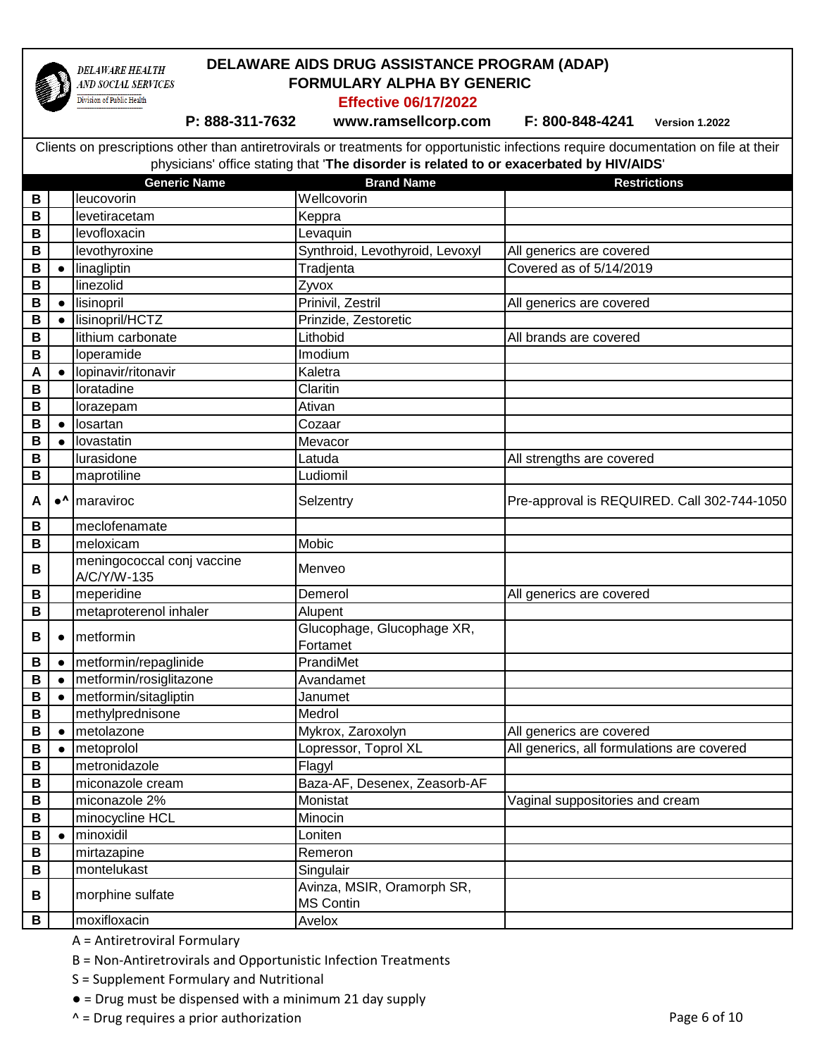DELAWARE HEALTH AND SOCIAL SERVICES
Division of Public Health

# DELAWARE AIDS DRUG ASSISTANCE PROGRAM (ADAP)
## FORMULARY ALPHA BY GENERIC

**Effective 06/17/2022**

**P: 888-311-7632** **www.ramsellcorp.com** **F: 800-848-4241** **Version 1.2022**

Clients on prescriptions other than antiretrovirals or treatments for opportunistic infections require documentation on file at their physicians' office stating that '**The disorder is related to or exacerbated by HIV/AIDS**'

| | | Generic Name | Brand Name | Restrictions |
|---|---|---|---|---|
| B | | leucovorin | Wellcovorin | |
| B | | levetiracetam | Keppra | |
| B | | levofloxacin | Levaquin | |
| B | | levothyroxine | Synthroid, Levothyroid, Levoxyl | All generics are covered |
| B | ● | linagliptin | Tradjenta | Covered as of 5/14/2019 |
| B | | linezolid | Zyvox | |
| B | ● | lisinopril | Prinivil, Zestril | All generics are covered |
| B | ● | lisinopril/HCTZ | Prinzide, Zestoretic | |
| B | | lithium carbonate | Lithobid | All brands are covered |
| B | | loperamide | Imodium | |
| A | ● | lopinavir/ritonavir | Kaletra | |
| B | | loratadine | Claritin | |
| B | | lorazepam | Ativan | |
| B | ● | losartan | Cozaar | |
| B | ● | lovastatin | Mevacor | |
| B | | lurasidone | Latuda | All strengths are covered |
| B | | maprotiline | Ludiomil | |
| A | ●^ | maraviroc | Selzentry | Pre-approval is REQUIRED. Call 302-744-1050 |
| B | | meclofenamate | | |
| B | | meloxicam | Mobic | |
| B | | meningococcal conj vaccine A/C/Y/W-135 | Menveo | |
| B | | meperidine | Demerol | All generics are covered |
| B | | metaproterenol inhaler | Alupent | |
| B | ● | metformin | Glucophage, Glucophage XR, Fortamet | |
| B | ● | metformin/repaglinide | PrandiMet | |
| B | ● | metformin/rosiglitazone | Avandamet | |
| B | ● | metformin/sitagliptin | Janumet | |
| B | | methylprednisone | Medrol | |
| B | ● | metolazone | Mykrox, Zaroxolyn | All generics are covered |
| B | ● | metoprolol | Lopressor, Toprol XL | All generics, all formulations are covered |
| B | | metronidazole | Flagyl | |
| B | | miconazole cream | Baza-AF, Desenex, Zeasorb-AF | |
| B | | miconazole 2% | Monistat | Vaginal suppositories and cream |
| B | | minocycline HCL | Minocin | |
| B | ● | minoxidil | Loniten | |
| B | | mirtazapine | Remeron | |
| B | | montelukast | Singulair | |
| B | | morphine sulfate | Avinza, MSIR, Oramorph SR, MS Contin | |
| B | | moxifloxacin | Avelox | |

A = Antiretroviral Formulary

B = Non-Antiretrovirals and Opportunistic Infection Treatments

S = Supplement Formulary and Nutritional

● = Drug must be dispensed with a minimum 21 day supply

^ = Drug requires a prior authorization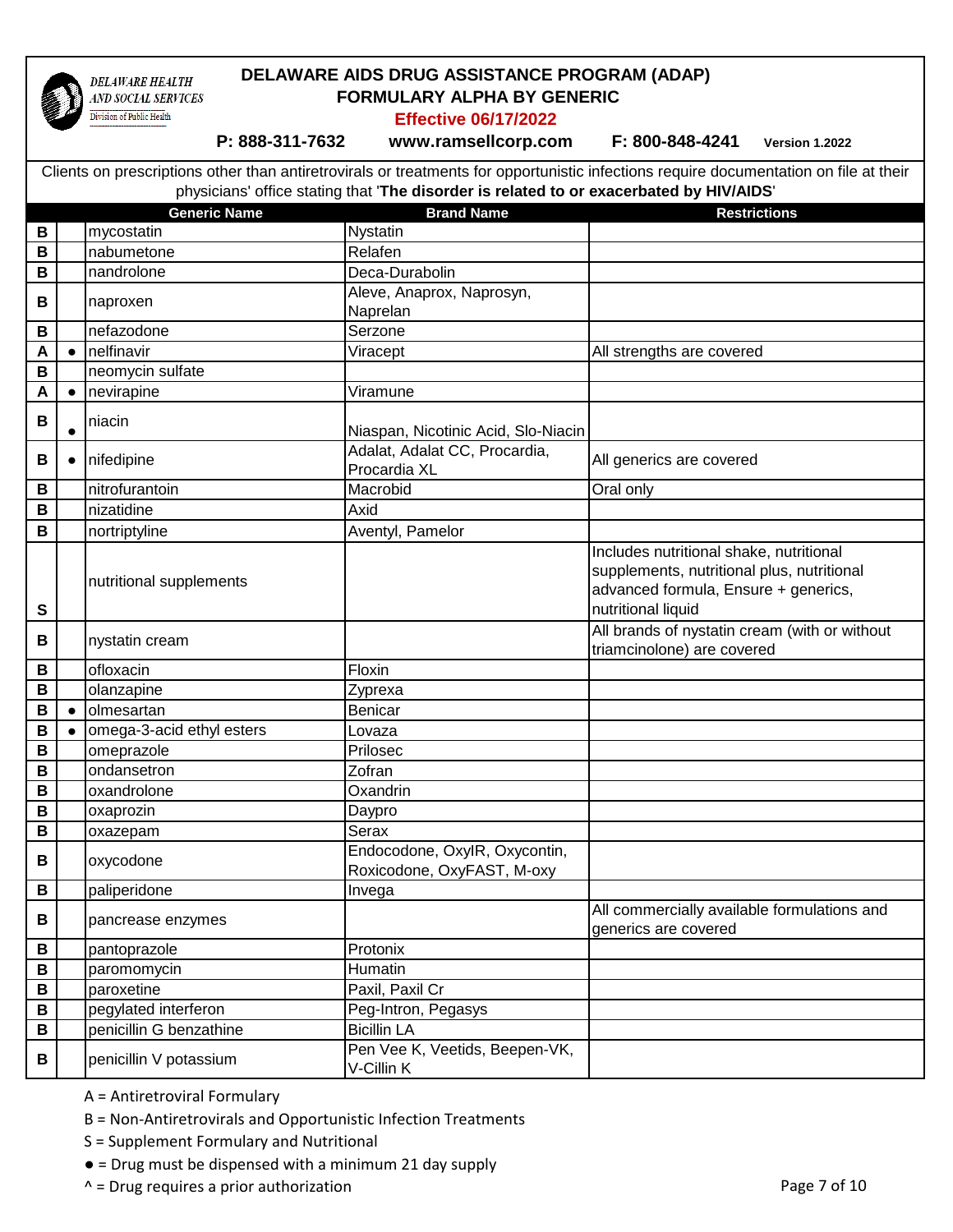# DELAWARE AIDS DRUG ASSISTANCE PROGRAM (ADAP)

## FORMULARY ALPHA BY GENERIC

**Effective 06/17/2022**

DELAWARE HEALTH AND SOCIAL SERVICES
Division of Public Health

**P: 888-311-7632** **www.ramsellcorp.com** **F: 800-848-4241** **Version 1.2022**

Clients on prescriptions other than antiretrovirals or treatments for opportunistic infections require documentation on file at their physicians' office stating that '**The disorder is related to or exacerbated by HIV/AIDS**'

| | | Generic Name | Brand Name | Restrictions |
|---|---|---|---|---|
| B | | mycostatin | Nystatin | |
| B | | nabumetone | Relafen | |
| B | | nandrolone | Deca-Durabolin | |
| B | | naproxen | Aleve, Anaprox, Naprosyn, Naprelan | |
| B | | nefazodone | Serzone | |
| A | ● | nelfinavir | Viracept | All strengths are covered |
| B | | neomycin sulfate | | |
| A | ● | nevirapine | Viramune | |
| B | ● | niacin | Niaspan, Nicotinic Acid, Slo-Niacin | |
| B | ● | nifedipine | Adalat, Adalat CC, Procardia, Procardia XL | All generics are covered |
| B | | nitrofurantoin | Macrobid | Oral only |
| B | | nizatidine | Axid | |
| B | | nortriptyline | Aventyl, Pamelor | |
| S | | nutritional supplements | | Includes nutritional shake, nutritional supplements, nutritional plus, nutritional advanced formula, Ensure + generics, nutritional liquid |
| B | | nystatin cream | | All brands of nystatin cream (with or without triamcinolone) are covered |
| B | | ofloxacin | Floxin | |
| B | | olanzapine | Zyprexa | |
| B | ● | olmesartan | Benicar | |
| B | ● | omega-3-acid ethyl esters | Lovaza | |
| B | | omeprazole | Prilosec | |
| B | | ondansetron | Zofran | |
| B | | oxandrolone | Oxandrin | |
| B | | oxaprozin | Daypro | |
| B | | oxazepam | Serax | |
| B | | oxycodone | Endocodone, OxyIR, Oxycontin, Roxicodone, OxyFAST, M-oxy | |
| B | | paliperidone | Invega | |
| B | | pancrease enzymes | | All commercially available formulations and generics are covered |
| B | | pantoprazole | Protonix | |
| B | | paromomycin | Humatin | |
| B | | paroxetine | Paxil, Paxil Cr | |
| B | | pegylated interferon | Peg-Intron, Pegasys | |
| B | | penicillin G benzathine | Bicillin LA | |
| B | | penicillin V potassium | Pen Vee K, Veetids, Beepen-VK, V-Cillin K | |

A = Antiretroviral Formulary

B = Non-Antiretrovirals and Opportunistic Infection Treatments

S = Supplement Formulary and Nutritional

● = Drug must be dispensed with a minimum 21 day supply

^ = Drug requires a prior authorization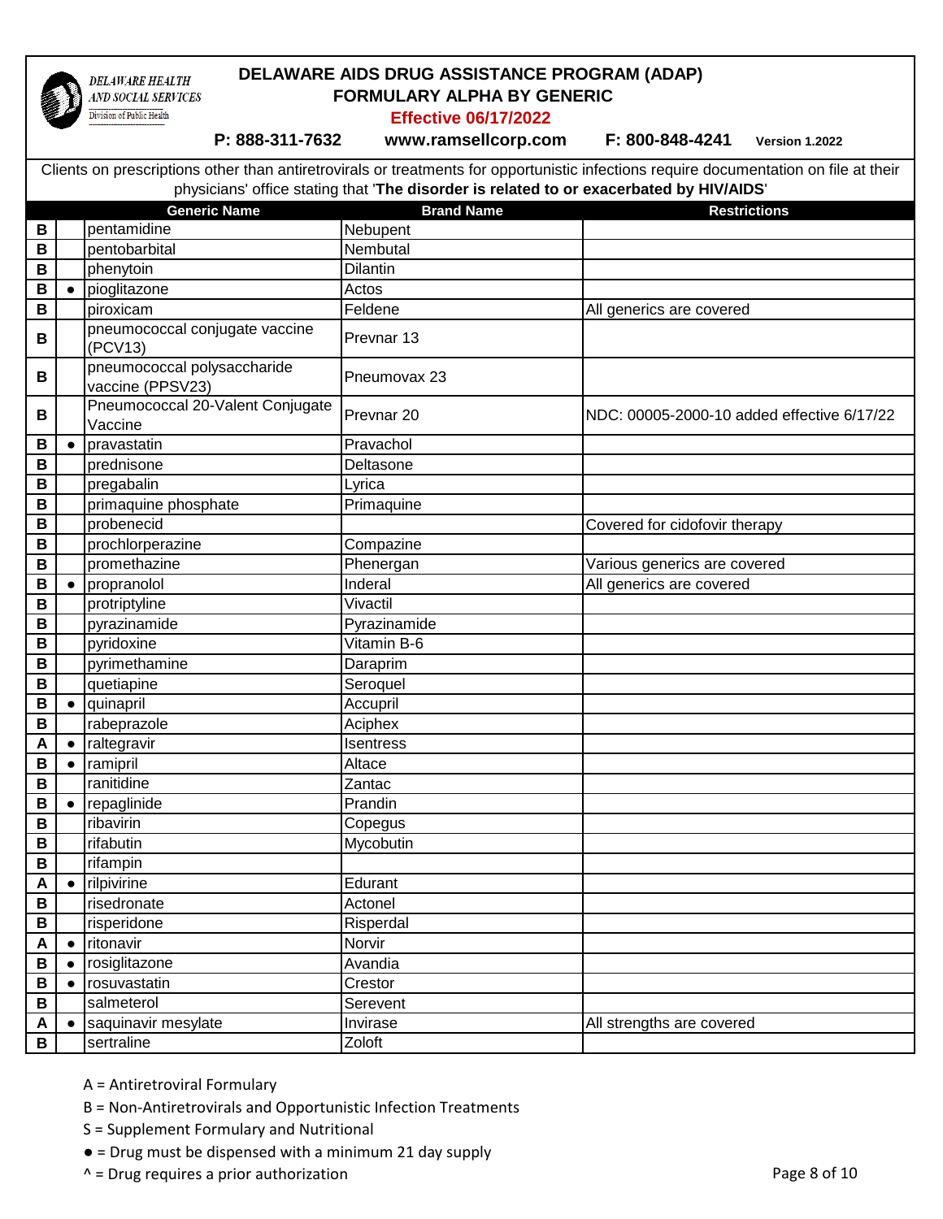# DELAWARE AIDS DRUG ASSISTANCE PROGRAM (ADAP)
## FORMULARY ALPHA BY GENERIC
**Effective 06/17/2022**

DELAWARE HEALTH AND SOCIAL SERVICES
Division of Public Health

**P: 888-311-7632** **www.ramsellcorp.com** **F: 800-848-4241** **Version 1.2022**

Clients on prescriptions other than antiretrovirals or treatments for opportunistic infections require documentation on file at their physicians' office stating that '**The disorder is related to or exacerbated by HIV/AIDS**'

| | | Generic Name | Brand Name | Restrictions |
|---|---|---|---|---|
| B | | pentamidine | Nebupent | |
| B | | pentobarbital | Nembutal | |
| B | | phenytoin | Dilantin | |
| B | ● | pioglitazone | Actos | |
| B | | piroxicam | Feldene | All generics are covered |
| B | | pneumococcal conjugate vaccine (PCV13) | Prevnar 13 | |
| B | | pneumococcal polysaccharide vaccine (PPSV23) | Pneumovax 23 | |
| B | | Pneumococcal 20-Valent Conjugate Vaccine | Prevnar 20 | NDC: 00005-2000-10 added effective 6/17/22 |
| B | ● | pravastatin | Pravachol | |
| B | | prednisone | Deltasone | |
| B | | pregabalin | Lyrica | |
| B | | primaquine phosphate | Primaquine | |
| B | | probenecid | | Covered for cidofovir therapy |
| B | | prochlorperazine | Compazine | |
| B | | promethazine | Phenergan | Various generics are covered |
| B | ● | propranolol | Inderal | All generics are covered |
| B | | protriptyline | Vivactil | |
| B | | pyrazinamide | Pyrazinamide | |
| B | | pyridoxine | Vitamin B-6 | |
| B | | pyrimethamine | Daraprim | |
| B | | quetiapine | Seroquel | |
| B | ● | quinapril | Accupril | |
| B | | rabeprazole | Aciphex | |
| A | ● | raltegravir | Isentress | |
| B | ● | ramipril | Altace | |
| B | | ranitidine | Zantac | |
| B | ● | repaglinide | Prandin | |
| B | | ribavirin | Copegus | |
| B | | rifabutin | Mycobutin | |
| B | | rifampin | | |
| A | ● | rilpivirine | Edurant | |
| B | | risedronate | Actonel | |
| B | | risperidone | Risperdal | |
| A | ● | ritonavir | Norvir | |
| B | ● | rosiglitazone | Avandia | |
| B | ● | rosuvastatin | Crestor | |
| B | | salmeterol | Serevent | |
| A | ● | saquinavir mesylate | Invirase | All strengths are covered |
| B | | sertraline | Zoloft | |

A = Antiretroviral Formulary

B = Non-Antiretrovirals and Opportunistic Infection Treatments

S = Supplement Formulary and Nutritional

● = Drug must be dispensed with a minimum 21 day supply

^ = Drug requires a prior authorization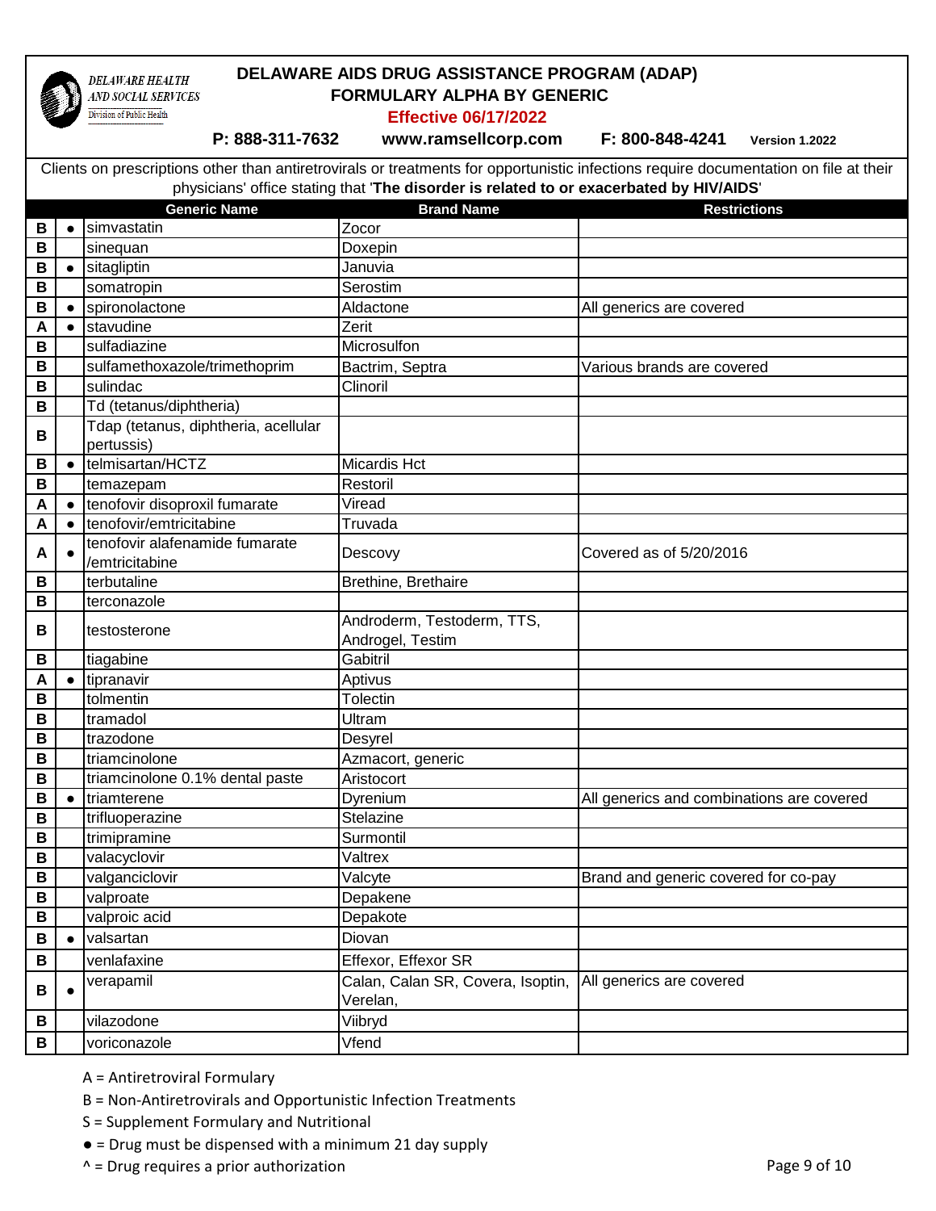DELAWARE HEALTH AND SOCIAL SERVICES
Division of Public Health

# DELAWARE AIDS DRUG ASSISTANCE PROGRAM (ADAP)

## FORMULARY ALPHA BY GENERIC

**Effective 06/17/2022**

**P: 888-311-7632** **www.ramsellcorp.com** **F: 800-848-4241** **Version 1.2022**

Clients on prescriptions other than antiretrovirals or treatments for opportunistic infections require documentation on file at their physicians' office stating that '**The disorder is related to or exacerbated by HIV/AIDS**'

| | | Generic Name | Brand Name | Restrictions |
|---|---|---|---|---|
| B | ● | simvastatin | Zocor | |
| B | | sinequan | Doxepin | |
| B | ● | sitagliptin | Januvia | |
| B | | somatropin | Serostim | |
| B | ● | spironolactone | Aldactone | All generics are covered |
| A | ● | stavudine | Zerit | |
| B | | sulfadiazine | Microsulfon | |
| B | | sulfamethoxazole/trimethoprim | Bactrim, Septra | Various brands are covered |
| B | | sulindac | Clinoril | |
| B | | Td (tetanus/diphtheria) | | |
| B | | Tdap (tetanus, diphtheria, acellular pertussis) | | |
| B | ● | telmisartan/HCTZ | Micardis Hct | |
| B | | temazepam | Restoril | |
| A | ● | tenofovir disoproxil fumarate | Viread | |
| A | ● | tenofovir/emtricitabine | Truvada | |
| A | ● | tenofovir alafenamide fumarate /emtricitabine | Descovy | Covered as of 5/20/2016 |
| B | | terbutaline | Brethine, Brethaire | |
| B | | terconazole | | |
| B | | testosterone | Androderm, Testoderm, TTS, Androgel, Testim | |
| B | | tiagabine | Gabitril | |
| A | ● | tipranavir | Aptivus | |
| B | | tolmentin | Tolectin | |
| B | | tramadol | Ultram | |
| B | | trazodone | Desyrel | |
| B | | triamcinolone | Azmacort, generic | |
| B | | triamcinolone 0.1% dental paste | Aristocort | |
| B | ● | triamterene | Dyrenium | All generics and combinations are covered |
| B | | trifluoperazine | Stelazine | |
| B | | trimipramine | Surmontil | |
| B | | valacyclovir | Valtrex | |
| B | | valganciclovir | Valcyte | Brand and generic covered for co-pay |
| B | | valproate | Depakene | |
| B | | valproic acid | Depakote | |
| B | ● | valsartan | Diovan | |
| B | | venlafaxine | Effexor, Effexor SR | |
| B | ● | verapamil | Calan, Calan SR, Covera, Isoptin, Verelan, | All generics are covered |
| B | | vilazodone | Viibryd | |
| B | | voriconazole | Vfend | |

A = Antiretroviral Formulary

B = Non-Antiretrovirals and Opportunistic Infection Treatments

S = Supplement Formulary and Nutritional

● = Drug must be dispensed with a minimum 21 day supply

^ = Drug requires a prior authorization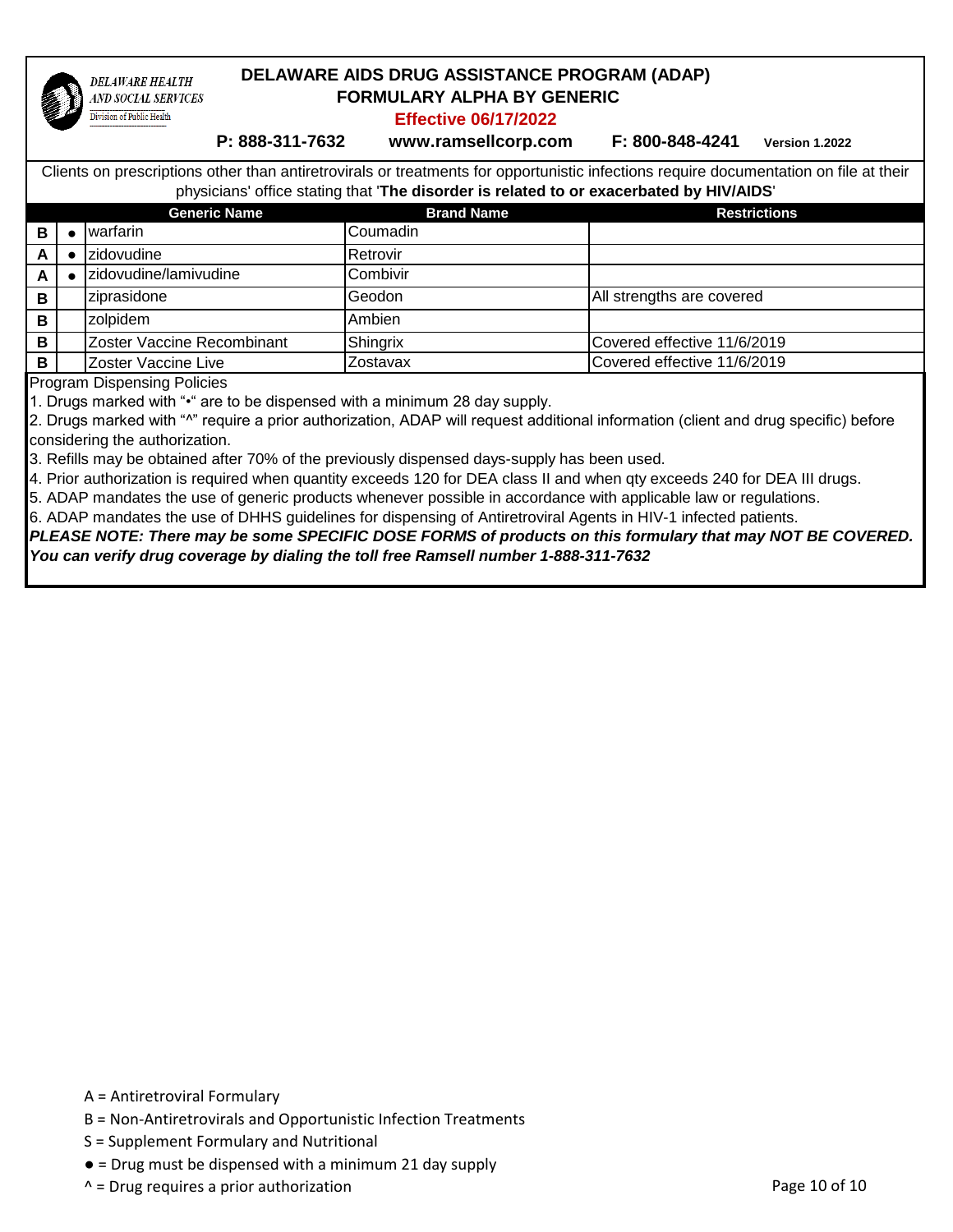DELAWARE HEALTH AND SOCIAL SERVICES
Division of Public Health

# DELAWARE AIDS DRUG ASSISTANCE PROGRAM (ADAP)
## FORMULARY ALPHA BY GENERIC
**Effective 06/17/2022**

**P: 888-311-7632** **www.ramsellcorp.com** **F: 800-848-4241** **Version 1.2022**

Clients on prescriptions other than antiretrovirals or treatments for opportunistic infections require documentation on file at their physicians' office stating that '**The disorder is related to or exacerbated by HIV/AIDS**'

| | | Generic Name | Brand Name | Restrictions |
|---|---|---|---|---|
| B | ● | warfarin | Coumadin | |
| A | ● | zidovudine | Retrovir | |
| A | ● | zidovudine/lamivudine | Combivir | |
| B | | ziprasidone | Geodon | All strengths are covered |
| B | | zolpidem | Ambien | |
| B | | Zoster Vaccine Recombinant | Shingrix | Covered effective 11/6/2019 |
| B | | Zoster Vaccine Live | Zostavax | Covered effective 11/6/2019 |

Program Dispensing Policies

1. Drugs marked with "•" are to be dispensed with a minimum 28 day supply.
2. Drugs marked with "^" require a prior authorization, ADAP will request additional information (client and drug specific) before considering the authorization.
3. Refills may be obtained after 70% of the previously dispensed days-supply has been used.
4. Prior authorization is required when quantity exceeds 120 for DEA class II and when qty exceeds 240 for DEA III drugs.
5. ADAP mandates the use of generic products whenever possible in accordance with applicable law or regulations.
6. ADAP mandates the use of DHHS guidelines for dispensing of Antiretroviral Agents in HIV-1 infected patients.

***PLEASE NOTE: There may be some SPECIFIC DOSE FORMS of products on this formulary that may NOT BE COVERED. You can verify drug coverage by dialing the toll free Ramsell number 1-888-311-7632***

A = Antiretroviral Formulary
B = Non-Antiretrovirals and Opportunistic Infection Treatments
S = Supplement Formulary and Nutritional
● = Drug must be dispensed with a minimum 21 day supply
^ = Drug requires a prior authorization